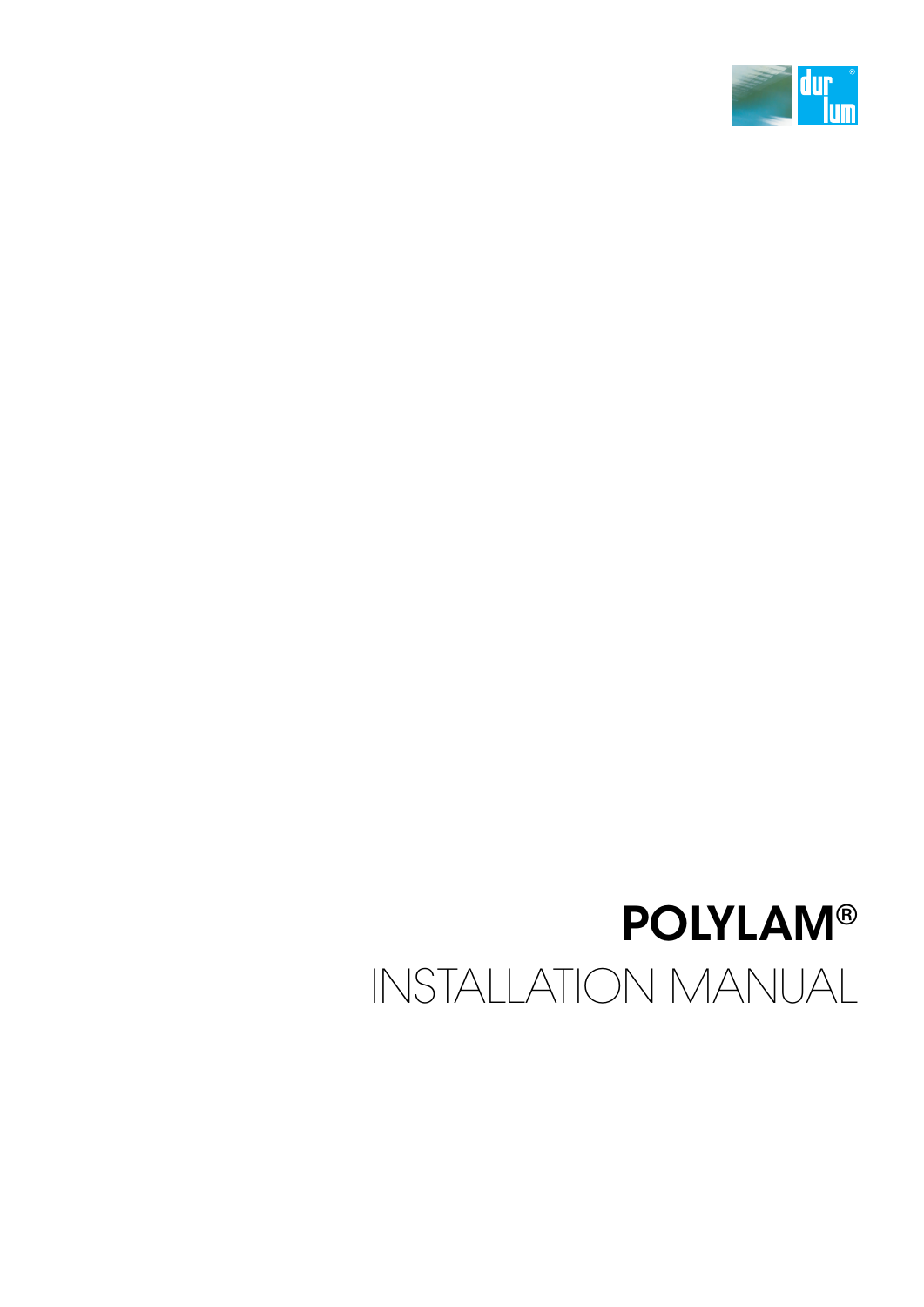dur lum®

# POLYLAM®

## INSTALLATION MANUAL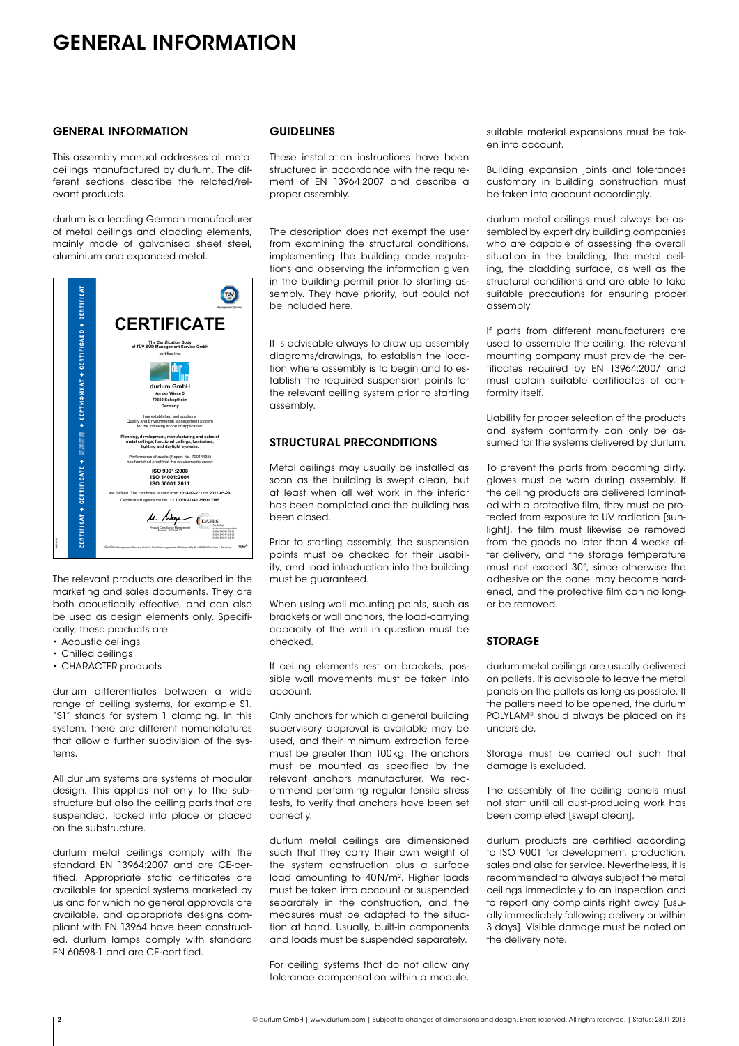# GENERAL INFORMATION

## GENERAL INFORMATION

This assembly manual addresses all metal ceilings manufactured by durlum. The different sections describe the related/relevant products.

durlum is a leading German manufacturer of metal ceilings and cladding elements, mainly made of galvanised sheet steel, aluminium and expanded metal.

**CERTIFICATE**

The Certification Body of TÜV SÜD Management Service GmbH certifies that

**durlum GmbH**
An der Wiese 5
79650 Schopfheim
Germany

has established and applies a Quality and Environmental Management System for the following scope of application:

**Planning, development, manufacturing and sales of metal ceilings, functional ceilings, luminaires, lighting and daylight systems.**

Performance of audits (Report-No. 70014435) has furnished proof that the requirements under:

**ISO 9001:2008**
**ISO 14001:2004**
**ISO 50001:2011**

are fulfilled. The certificate is valid from **2014-07-27** until **2017-05-29**.
Certificate Registration No. **12 100/104/340 25601 TMS**

The relevant products are described in the marketing and sales documents. They are both acoustically effective, and can also be used as design elements only. Specifically, these products are:

- Acoustic ceilings
- Chilled ceilings
- CHARACTER products

durlum differentiates between a wide range of ceiling systems, for example S1. "S1" stands for system 1 clamping. In this system, there are different nomenclatures that allow a further subdivision of the systems.

All durlum systems are systems of modular design. This applies not only to the substructure but also the ceiling parts that are suspended, locked into place or placed on the substructure.

durlum metal ceilings comply with the standard EN 13964:2007 and are CE-certified. Appropriate static certificates are available for special systems marketed by us and for which no general approvals are available, and appropriate designs compliant with EN 13964 have been constructed. durlum lamps comply with standard EN 60598-1 and are CE-certified.

## GUIDELINES

These installation instructions have been structured in accordance with the requirement of EN 13964:2007 and describe a proper assembly.

The description does not exempt the user from examining the structural conditions, implementing the building code regulations and observing the information given in the building permit prior to starting assembly. They have priority, but could not be included here.

It is advisable always to draw up assembly diagrams/drawings, to establish the location where assembly is to begin and to establish the required suspension points for the relevant ceiling system prior to starting assembly.

## STRUCTURAL PRECONDITIONS

Metal ceilings may usually be installed as soon as the building is swept clean, but at least when all wet work in the interior has been completed and the building has been closed.

Prior to starting assembly, the suspension points must be checked for their usability, and load introduction into the building must be guaranteed.

When using wall mounting points, such as brackets or wall anchors, the load-carrying capacity of the wall in question must be checked.

If ceiling elements rest on brackets, possible wall movements must be taken into account.

Only anchors for which a general building supervisory approval is available may be used, and their minimum extraction force must be greater than 100kg. The anchors must be mounted as specified by the relevant anchors manufacturer. We recommend performing regular tensile stress tests, to verify that anchors have been set correctly.

durlum metal ceilings are dimensioned such that they carry their own weight of the system construction plus a surface load amounting to 40N/m². Higher loads must be taken into account or suspended separately in the construction, and the measures must be adapted to the situation at hand. Usually, built-in components and loads must be suspended separately.

For ceiling systems that do not allow any tolerance compensation within a module, suitable material expansions must be taken into account.

Building expansion joints and tolerances customary in building construction must be taken into account accordingly.

durlum metal ceilings must always be assembled by expert dry building companies who are capable of assessing the overall situation in the building, the metal ceiling, the cladding surface, as well as the structural conditions and are able to take suitable precautions for ensuring proper assembly.

If parts from different manufacturers are used to assemble the ceiling, the relevant mounting company must provide the certificates required by EN 13964:2007 and must obtain suitable certificates of conformity itself.

Liability for proper selection of the products and system conformity can only be assumed for the systems delivered by durlum.

To prevent the parts from becoming dirty, gloves must be worn during assembly. If the ceiling products are delivered laminated with a protective film, they must be protected from exposure to UV radiation [sunlight], the film must likewise be removed from the goods no later than 4 weeks after delivery, and the storage temperature must not exceed 30°, since otherwise the adhesive on the panel may become hardened, and the protective film can no longer be removed.

## STORAGE

durlum metal ceilings are usually delivered on pallets. It is advisable to leave the metal panels on the pallets as long as possible. If the pallets need to be opened, the durlum POLYLAM® should always be placed on its underside.

Storage must be carried out such that damage is excluded.

The assembly of the ceiling panels must not start until all dust-producing work has been completed [swept clean].

durlum products are certified according to ISO 9001 for development, production, sales and also for service. Nevertheless, it is recommended to always subject the metal ceilings immediately to an inspection and to report any complaints right away [usually immediately following delivery or within 3 days]. Visible damage must be noted on the delivery note.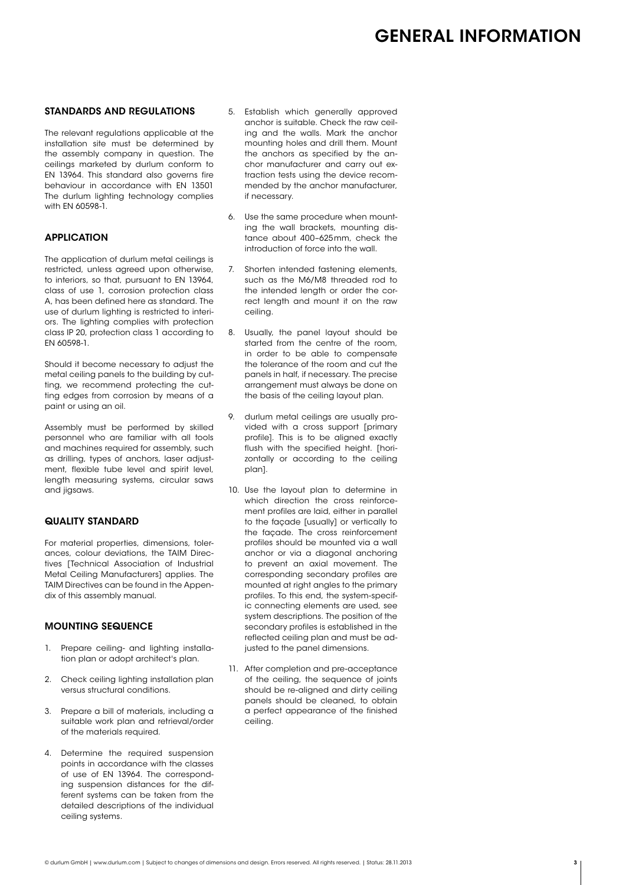# GENERAL INFORMATION

## STANDARDS AND REGULATIONS

The relevant regulations applicable at the installation site must be determined by the assembly company in question. The ceilings marketed by durlum conform to EN 13964. This standard also governs fire behaviour in accordance with EN 13501 The durlum lighting technology complies with EN 60598-1.

## APPLICATION

The application of durlum metal ceilings is restricted, unless agreed upon otherwise, to interiors, so that, pursuant to EN 13964, class of use 1, corrosion protection class A, has been defined here as standard. The use of durlum lighting is restricted to interiors. The lighting complies with protection class IP 20, protection class 1 according to EN 60598-1.

Should it become necessary to adjust the metal ceiling panels to the building by cutting, we recommend protecting the cutting edges from corrosion by means of a paint or using an oil.

Assembly must be performed by skilled personnel who are familiar with all tools and machines required for assembly, such as drilling, types of anchors, laser adjustment, flexible tube level and spirit level, length measuring systems, circular saws and jigsaws.

## QUALITY STANDARD

For material properties, dimensions, tolerances, colour deviations, the TAIM Directives [Technical Association of Industrial Metal Ceiling Manufacturers] applies. The TAIM Directives can be found in the Appendix of this assembly manual.

## MOUNTING SEQUENCE

1. Prepare ceiling- and lighting installation plan or adopt architect's plan.
2. Check ceiling lighting installation plan versus structural conditions.
3. Prepare a bill of materials, including a suitable work plan and retrieval/order of the materials required.
4. Determine the required suspension points in accordance with the classes of use of EN 13964. The corresponding suspension distances for the different systems can be taken from the detailed descriptions of the individual ceiling systems.
5. Establish which generally approved anchor is suitable. Check the raw ceiling and the walls. Mark the anchor mounting holes and drill them. Mount the anchors as specified by the anchor manufacturer and carry out extraction tests using the device recommended by the anchor manufacturer, if necessary.
6. Use the same procedure when mounting the wall brackets, mounting distance about 400–625 mm, check the introduction of force into the wall.
7. Shorten intended fastening elements, such as the M6/M8 threaded rod to the intended length or order the correct length and mount it on the raw ceiling.
8. Usually, the panel layout should be started from the centre of the room, in order to be able to compensate the tolerance of the room and cut the panels in half, if necessary. The precise arrangement must always be done on the basis of the ceiling layout plan.
9. durlum metal ceilings are usually provided with a cross support [primary profile]. This is to be aligned exactly flush with the specified height. [horizontally or according to the ceiling plan].
10. Use the layout plan to determine in which direction the cross reinforcement profiles are laid, either in parallel to the façade [usually] or vertically to the façade. The cross reinforcement profiles should be mounted via a wall anchor or via a diagonal anchoring to prevent an axial movement. The corresponding secondary profiles are mounted at right angles to the primary profiles. To this end, the system-specific connecting elements are used, see system descriptions. The position of the secondary profiles is established in the reflected ceiling plan and must be adjusted to the panel dimensions.
11. After completion and pre-acceptance of the ceiling, the sequence of joints should be re-aligned and dirty ceiling panels should be cleaned, to obtain a perfect appearance of the finished ceiling.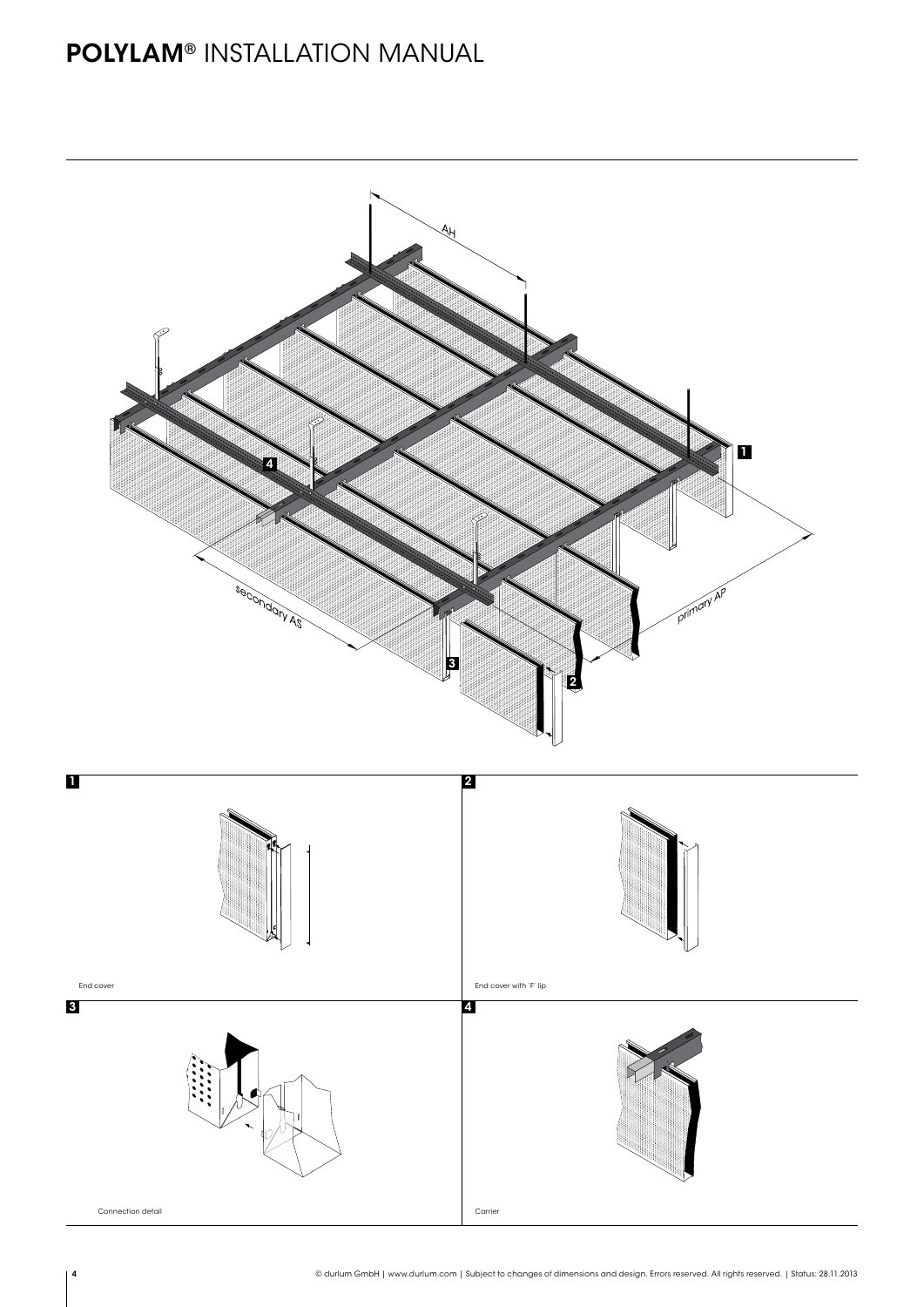# **POLYLAM**® INSTALLATION MANUAL

AH

secondary AS

primary AP

**1**

End cover

**2**

End cover with 'F' lip

**3**

Connection detail

**4**

Carrier

© durlum GmbH | www.durlum.com | Subject to changes of dimensions and design. Errors reserved. All rights reserved. | Status: 28.11.2013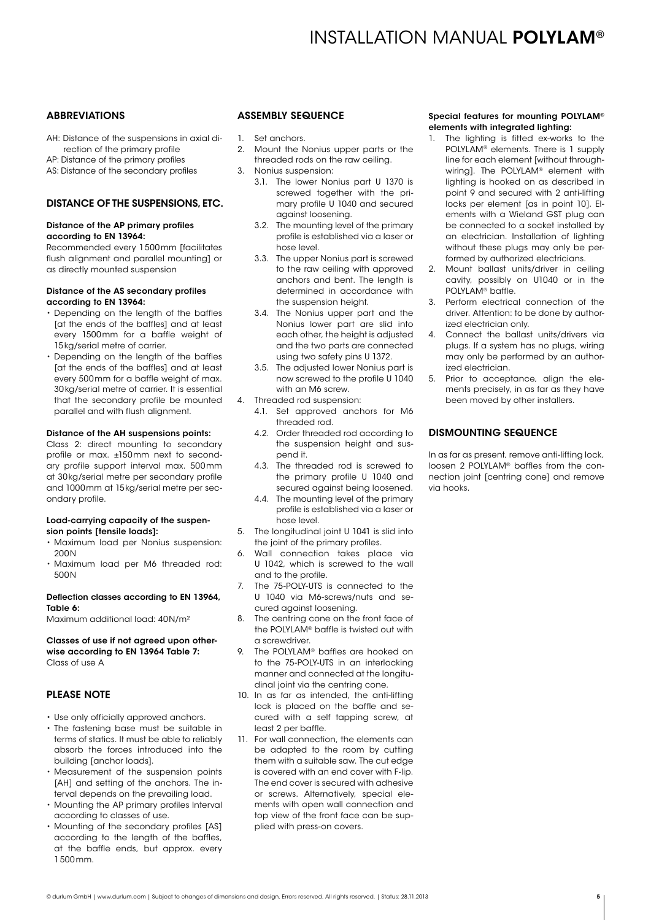## ABBREVIATIONS

AH: Distance of the suspensions in axial direction of the primary profile
AP: Distance of the primary profiles
AS: Distance of the secondary profiles

## DISTANCE OF THE SUSPENSIONS, ETC.

**Distance of the AP primary profiles according to EN 13964:**
Recommended every 1500mm [facilitates flush alignment and parallel mounting] or as directly mounted suspension

**Distance of the AS secondary profiles according to EN 13964:**

- Depending on the length of the baffles [at the ends of the baffles] and at least every 1500mm for a baffle weight of 15kg/serial metre of carrier.
- Depending on the length of the baffles [at the ends of the baffles] and at least every 500mm for a baffle weight of max. 30kg/serial metre of carrier. It is essential that the secondary profile be mounted parallel and with flush alignment.

**Distance of the AH suspensions points:**
Class 2: direct mounting to secondary profile or max. ±150mm next to secondary profile support interval max. 500mm at 30kg/serial metre per secondary profile and 1000mm at 15kg/serial metre per secondary profile.

**Load-carrying capacity of the suspension points [tensile loads]:**

- Maximum load per Nonius suspension: 200N
- Maximum load per M6 threaded rod: 500N

**Deflection classes according to EN 13964, Table 6:**
Maximum additional load: 40N/m²

**Classes of use if not agreed upon otherwise according to EN 13964 Table 7:**
Class of use A

## PLEASE NOTE

- Use only officially approved anchors.
- The fastening base must be suitable in terms of statics. It must be able to reliably absorb the forces introduced into the building [anchor loads].
- Measurement of the suspension points [AH] and setting of the anchors. The interval depends on the prevailing load.
- Mounting the AP primary profiles Interval according to classes of use.
- Mounting of the secondary profiles [AS] according to the length of the baffles, at the baffle ends, but approx. every 1500mm.

## ASSEMBLY SEQUENCE

1. Set anchors.
2. Mount the Nonius upper parts or the threaded rods on the raw ceiling.
3. Nonius suspension:
   - 3.1. The lower Nonius part U 1370 is screwed together with the primary profile U 1040 and secured against loosening.
   - 3.2. The mounting level of the primary profile is established via a laser or hose level.
   - 3.3. The upper Nonius part is screwed to the raw ceiling with approved anchors and bent. The length is determined in accordance with the suspension height.
   - 3.4. The Nonius upper part and the Nonius lower part are slid into each other, the height is adjusted and the two parts are connected using two safety pins U 1372.
   - 3.5. The adjusted lower Nonius part is now screwed to the profile U 1040 with an M6 screw.
4. Threaded rod suspension:
   - 4.1. Set approved anchors for M6 threaded rod.
   - 4.2. Order threaded rod according to the suspension height and suspend it.
   - 4.3. The threaded rod is screwed to the primary profile U 1040 and secured against being loosened.
   - 4.4. The mounting level of the primary profile is established via a laser or hose level.
5. The longitudinal joint U 1041 is slid into the joint of the primary profiles.
6. Wall connection takes place via U 1042, which is screwed to the wall and to the profile.
7. The 75-POLY-UTS is connected to the U 1040 via M6-screws/nuts and secured against loosening.
8. The centring cone on the front face of the POLYLAM® baffle is twisted out with a screwdriver.
9. The POLYLAM® baffles are hooked on to the 75-POLY-UTS in an interlocking manner and connected at the longitudinal joint via the centring cone.
10. In as far as intended, the anti-lifting lock is placed on the baffle and secured with a self tapping screw, at least 2 per baffle.
11. For wall connection, the elements can be adapted to the room by cutting them with a suitable saw. The cut edge is covered with an end cover with F-lip. The end cover is secured with adhesive or screws. Alternatively, special elements with open wall connection and top view of the front face can be supplied with press-on covers.

**Special features for mounting POLYLAM® elements with integrated lighting:**

1. The lighting is fitted ex-works to the POLYLAM® elements. There is 1 supply line for each element [without through-wiring]. The POLYLAM® element with lighting is hooked on as described in point 9 and secured with 2 anti-lifting locks per element [as in point 10]. Elements with a Wieland GST plug can be connected to a socket installed by an electrician. Installation of lighting without these plugs may only be performed by authorized electricians.
2. Mount ballast units/driver in ceiling cavity, possibly on U1040 or in the POLYLAM® baffle.
3. Perform electrical connection of the driver. Attention: to be done by authorized electrician only.
4. Connect the ballast units/drivers via plugs. If a system has no plugs, wiring may only be performed by an authorized electrician.
5. Prior to acceptance, align the elements precisely, in as far as they have been moved by other installers.

## DISMOUNTING SEQUENCE

In as far as present, remove anti-lifting lock, loosen 2 POLYLAM® baffles from the connection joint [centring cone] and remove via hooks.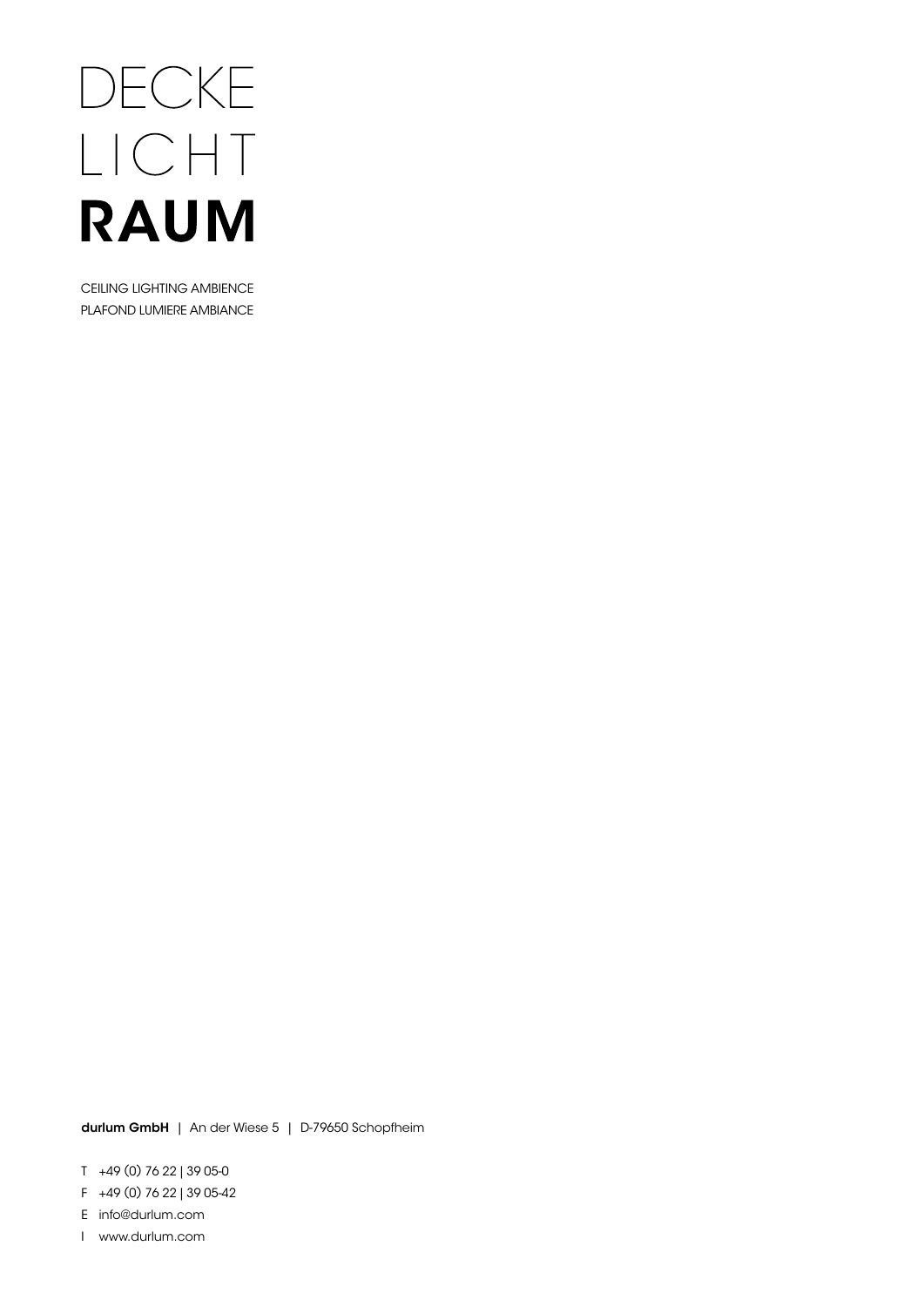# DECKE
# LICHT
# **RAUM**

CEILING LIGHTING AMBIENCE
PLAFOND LUMIERE AMBIANCE

**durlum GmbH** | An der Wiese 5 | D-79650 Schopfheim

T +49 (0) 76 22 | 39 05-0
F +49 (0) 76 22 | 39 05-42
E info@durlum.com
I www.durlum.com